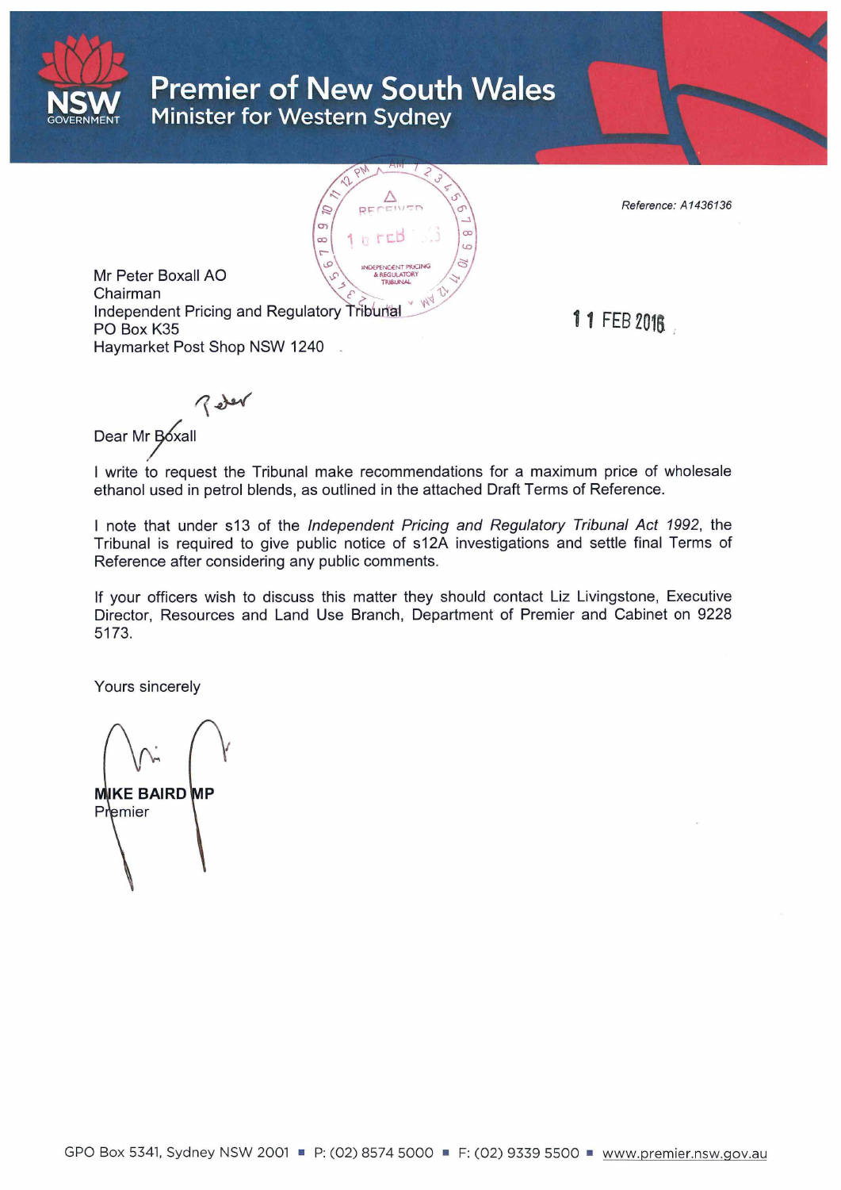# Premier of New South Wales
## Minister for Western Sydney

Reference: A1436136

Mr Peter Boxall AO
Chairman
Independent Pricing and Regulatory Tribunal
PO Box K35
Haymarket Post Shop NSW 1240

11 FEB 2016

Dear Mr Boxall

I write to request the Tribunal make recommendations for a maximum price of wholesale ethanol used in petrol blends, as outlined in the attached Draft Terms of Reference.

I note that under s13 of the *Independent Pricing and Regulatory Tribunal Act 1992*, the Tribunal is required to give public notice of s12A investigations and settle final Terms of Reference after considering any public comments.

If your officers wish to discuss this matter they should contact Liz Livingstone, Executive Director, Resources and Land Use Branch, Department of Premier and Cabinet on 9228 5173.

Yours sincerely

**MIKE BAIRD MP**
Premier

GPO Box 5341, Sydney NSW 2001 ■ P: (02) 8574 5000 ■ F: (02) 9339 5500 ■ www.premier.nsw.gov.au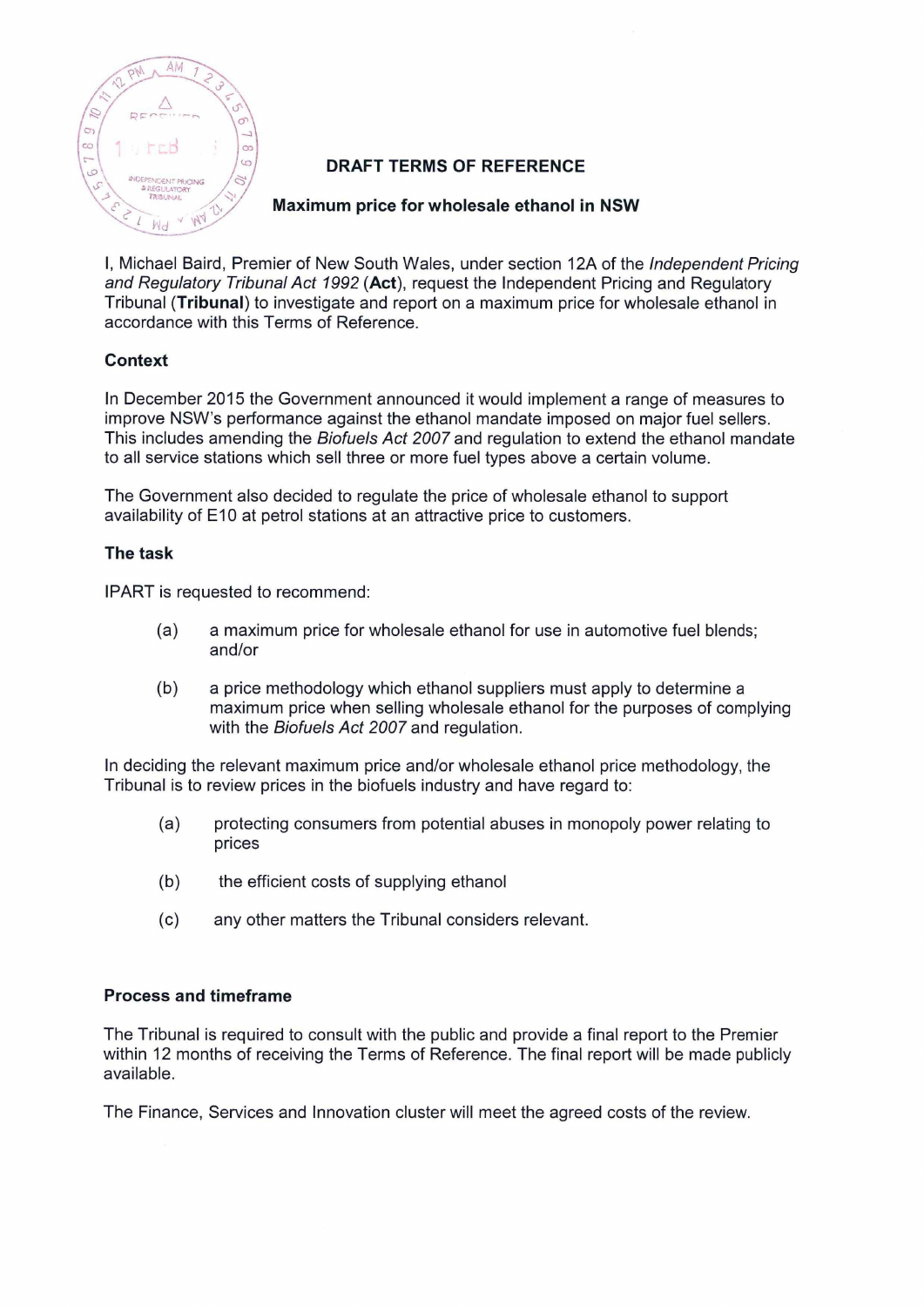# DRAFT TERMS OF REFERENCE

## Maximum price for wholesale ethanol in NSW

I, Michael Baird, Premier of New South Wales, under section 12A of the *Independent Pricing and Regulatory Tribunal Act 1992* (**Act**), request the Independent Pricing and Regulatory Tribunal (**Tribunal**) to investigate and report on a maximum price for wholesale ethanol in accordance with this Terms of Reference.

### Context

In December 2015 the Government announced it would implement a range of measures to improve NSW's performance against the ethanol mandate imposed on major fuel sellers. This includes amending the *Biofuels Act 2007* and regulation to extend the ethanol mandate to all service stations which sell three or more fuel types above a certain volume.

The Government also decided to regulate the price of wholesale ethanol to support availability of E10 at petrol stations at an attractive price to customers.

### The task

IPART is requested to recommend:

(a) a maximum price for wholesale ethanol for use in automotive fuel blends; and/or

(b) a price methodology which ethanol suppliers must apply to determine a maximum price when selling wholesale ethanol for the purposes of complying with the *Biofuels Act 2007* and regulation.

In deciding the relevant maximum price and/or wholesale ethanol price methodology, the Tribunal is to review prices in the biofuels industry and have regard to:

(a) protecting consumers from potential abuses in monopoly power relating to prices

(b) the efficient costs of supplying ethanol

(c) any other matters the Tribunal considers relevant.

### Process and timeframe

The Tribunal is required to consult with the public and provide a final report to the Premier within 12 months of receiving the Terms of Reference. The final report will be made publicly available.

The Finance, Services and Innovation cluster will meet the agreed costs of the review.